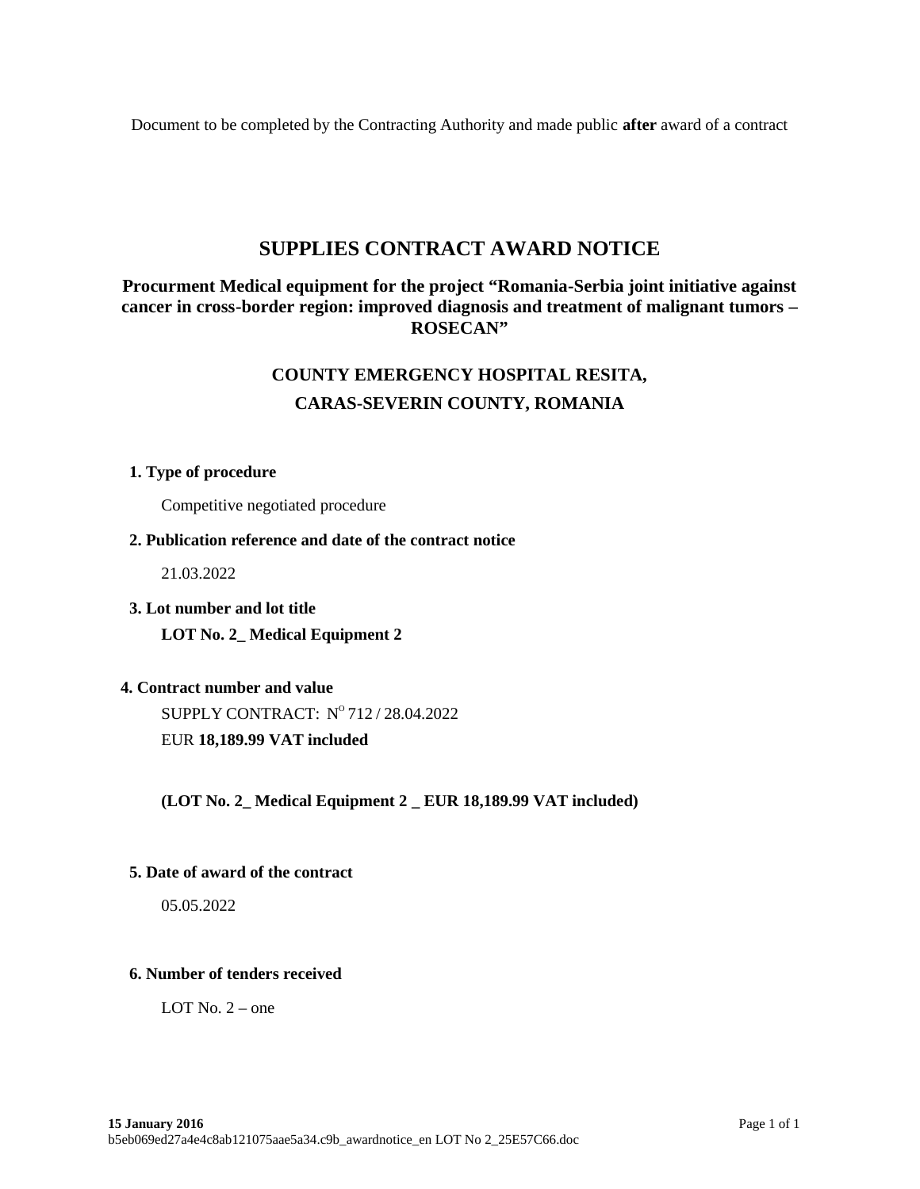Document to be completed by the Contracting Authority and made public **after** award of a contract

# SUPPLIES CONTRACT AWARD NOTICE

**Procurment Medical equipment for the project “Romania-Serbia joint initiative against cancer in cross-border region: improved diagnosis and treatment of malignant tumors – ROSECAN”**

## COUNTY EMERGENCY HOSPITAL RESITA, CARAS-SEVERIN COUNTY, ROMANIA

**1. Type of procedure**

Competitive negotiated procedure

**2. Publication reference and date of the contract notice**

21.03.2022

**3. Lot number and lot title**

**LOT No. 2_ Medical Equipment 2**

**4. Contract number and value**

SUPPLY CONTRACT: N$^{O}$ 712 / 28.04.2022

EUR **18,189.99 VAT included**

**(LOT No. 2_ Medical Equipment 2 _ EUR 18,189.99 VAT included)**

**5. Date of award of the contract**

05.05.2022

**6. Number of tenders received**

LOT No. 2 – one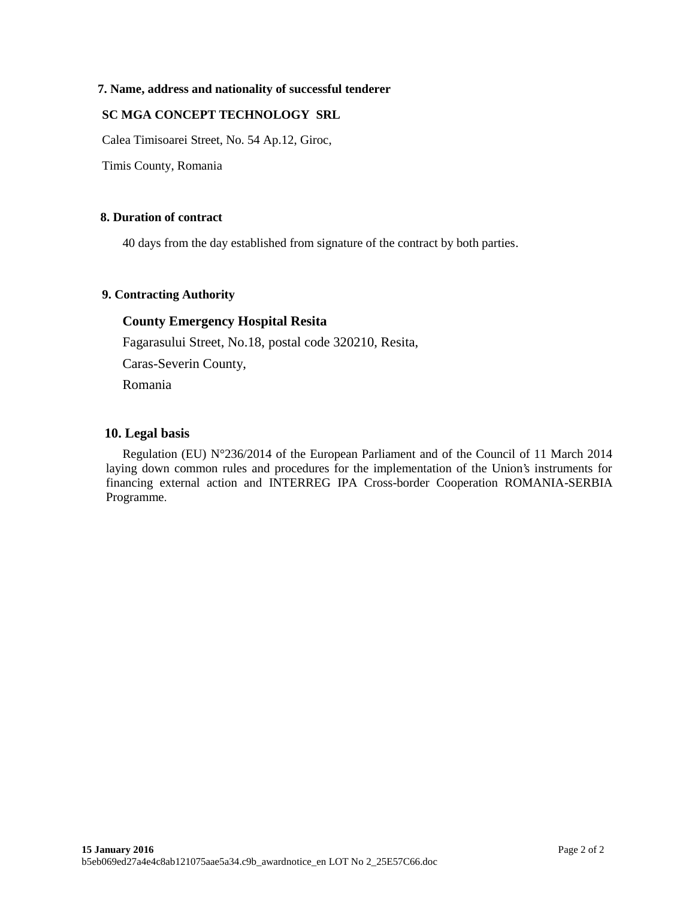**7. Name, address and nationality of successful tenderer**

**SC MGA CONCEPT TECHNOLOGY SRL**

Calea Timisoarei Street, No. 54 Ap.12, Giroc,

Timis County, Romania

**8. Duration of contract**

40 days from the day established from signature of the contract by both parties.

**9. Contracting Authority**

**County Emergency Hospital Resita**

Fagarasului Street, No.18, postal code 320210, Resita,

Caras-Severin County,

Romania

**10. Legal basis**

Regulation (EU) N°236/2014 of the European Parliament and of the Council of 11 March 2014 laying down common rules and procedures for the implementation of the Union's instruments for financing external action and INTERREG IPA Cross-border Cooperation ROMANIA-SERBIA Programme.